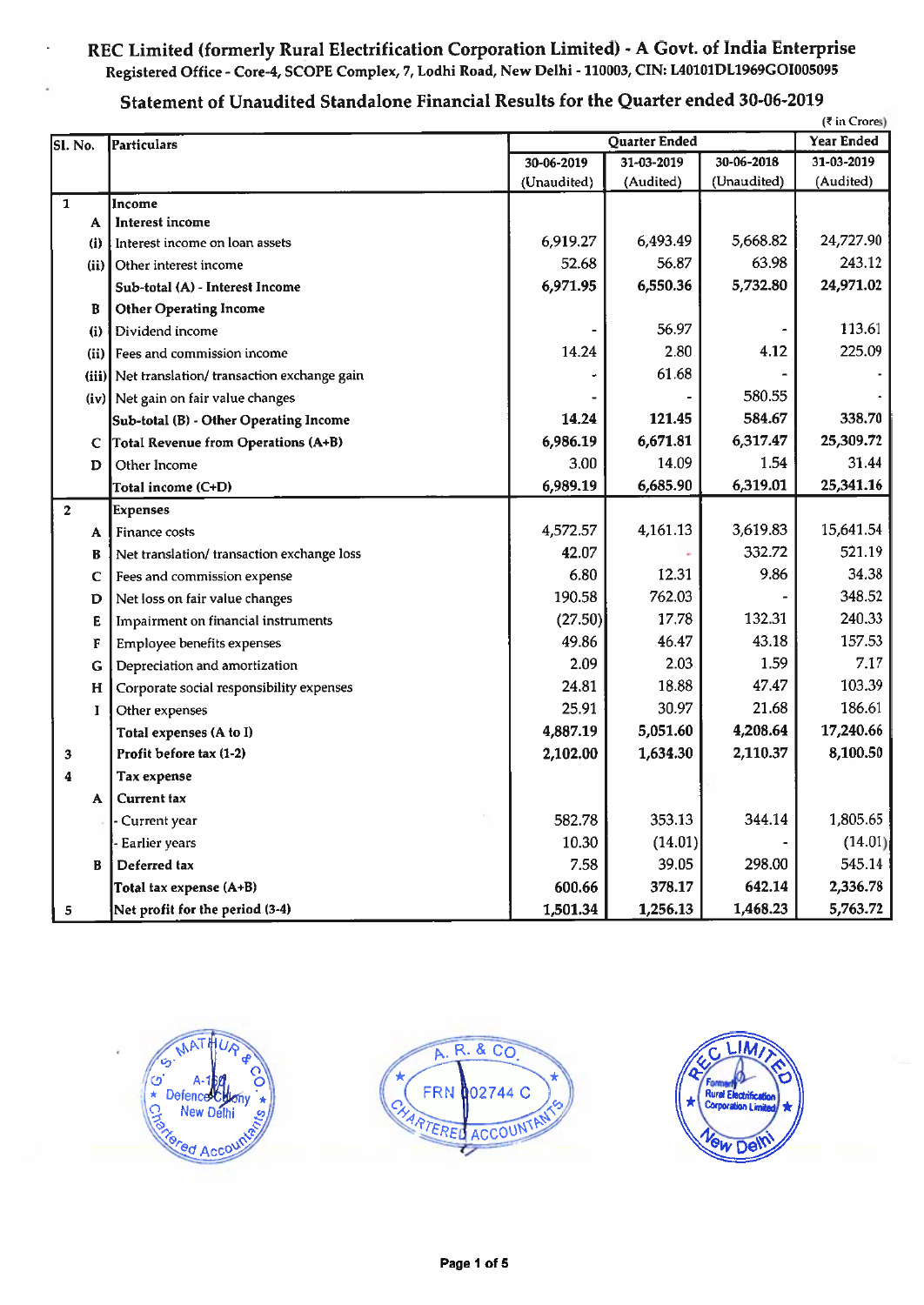# REC Limited (formerly Rural Electrification Corporation Limited) - A Govt. of India Enterprise

Registered Office - Core-4, SCOPE Complex, 7, Lodhi Road, New Delhi - 110003, CIN: L40101DL1969GOI005095

## Statement of Unaudited Standalone Financial Results for the Quarter ended 30-06-2019

(₹ in Crores)

| Sl. No. | | Particulars | Quarter Ended | | | Year Ended |
|---|---|---|---|---|---|---|
| | | | 30-06-2019 (Unaudited) | 31-03-2019 (Audited) | 30-06-2018 (Unaudited) | 31-03-2019 (Audited) |
| 1 | | **Income** | | | | |
| | A | **Interest income** | | | | |
| | (i) | Interest income on loan assets | 6,919.27 | 6,493.49 | 5,668.82 | 24,727.90 |
| | (ii) | Other interest income | 52.68 | 56.87 | 63.98 | 243.12 |
| | | **Sub-total (A) - Interest Income** | **6,971.95** | **6,550.36** | **5,732.80** | **24,971.02** |
| | B | **Other Operating Income** | | | | |
| | (i) | Dividend income | - | 56.97 | - | 113.61 |
| | (ii) | Fees and commission income | 14.24 | 2.80 | 4.12 | 225.09 |
| | (iii) | Net translation/ transaction exchange gain | - | 61.68 | - | - |
| | (iv) | Net gain on fair value changes | - | - | 580.55 | - |
| | | **Sub-total (B) - Other Operating Income** | **14.24** | **121.45** | **584.67** | **338.70** |
| | C | **Total Revenue from Operations (A+B)** | **6,986.19** | **6,671.81** | **6,317.47** | **25,309.72** |
| | D | Other Income | 3.00 | 14.09 | 1.54 | 31.44 |
| | | **Total income (C+D)** | **6,989.19** | **6,685.90** | **6,319.01** | **25,341.16** |
| 2 | | **Expenses** | | | | |
| | A | Finance costs | 4,572.57 | 4,161.13 | 3,619.83 | 15,641.54 |
| | B | Net translation/ transaction exchange loss | 42.07 | - | 332.72 | 521.19 |
| | C | Fees and commission expense | 6.80 | 12.31 | 9.86 | 34.38 |
| | D | Net loss on fair value changes | 190.58 | 762.03 | - | 348.52 |
| | E | Impairment on financial instruments | (27.50) | 17.78 | 132.31 | 240.33 |
| | F | Employee benefits expenses | 49.86 | 46.47 | 43.18 | 157.53 |
| | G | Depreciation and amortization | 2.09 | 2.03 | 1.59 | 7.17 |
| | H | Corporate social responsibility expenses | 24.81 | 18.88 | 47.47 | 103.39 |
| | I | Other expenses | 25.91 | 30.97 | 21.68 | 186.61 |
| | | **Total expenses (A to I)** | **4,887.19** | **5,051.60** | **4,208.64** | **17,240.66** |
| 3 | | **Profit before tax (1-2)** | **2,102.00** | **1,634.30** | **2,110.37** | **8,100.50** |
| 4 | | **Tax expense** | | | | |
| | A | **Current tax** | | | | |
| | | - Current year | 582.78 | 353.13 | 344.14 | 1,805.65 |
| | | - Earlier years | 10.30 | (14.01) | - | (14.01) |
| | B | **Deferred tax** | 7.58 | 39.05 | 298.00 | 545.14 |
| | | **Total tax expense (A+B)** | **600.66** | **378.17** | **642.14** | **2,336.78** |
| 5 | | **Net profit for the period (3-4)** | **1,501.34** | **1,256.13** | **1,468.23** | **5,763.72** |

G. S. MATHUR & CO. A-160 Defence Colony New Delhi Chartered Accountants

A. R. & CO. FRN 002744 C CHARTERED ACCOUNTANTS

REC LIMITED Formerly Rural Electrification Corporation Limited New Delhi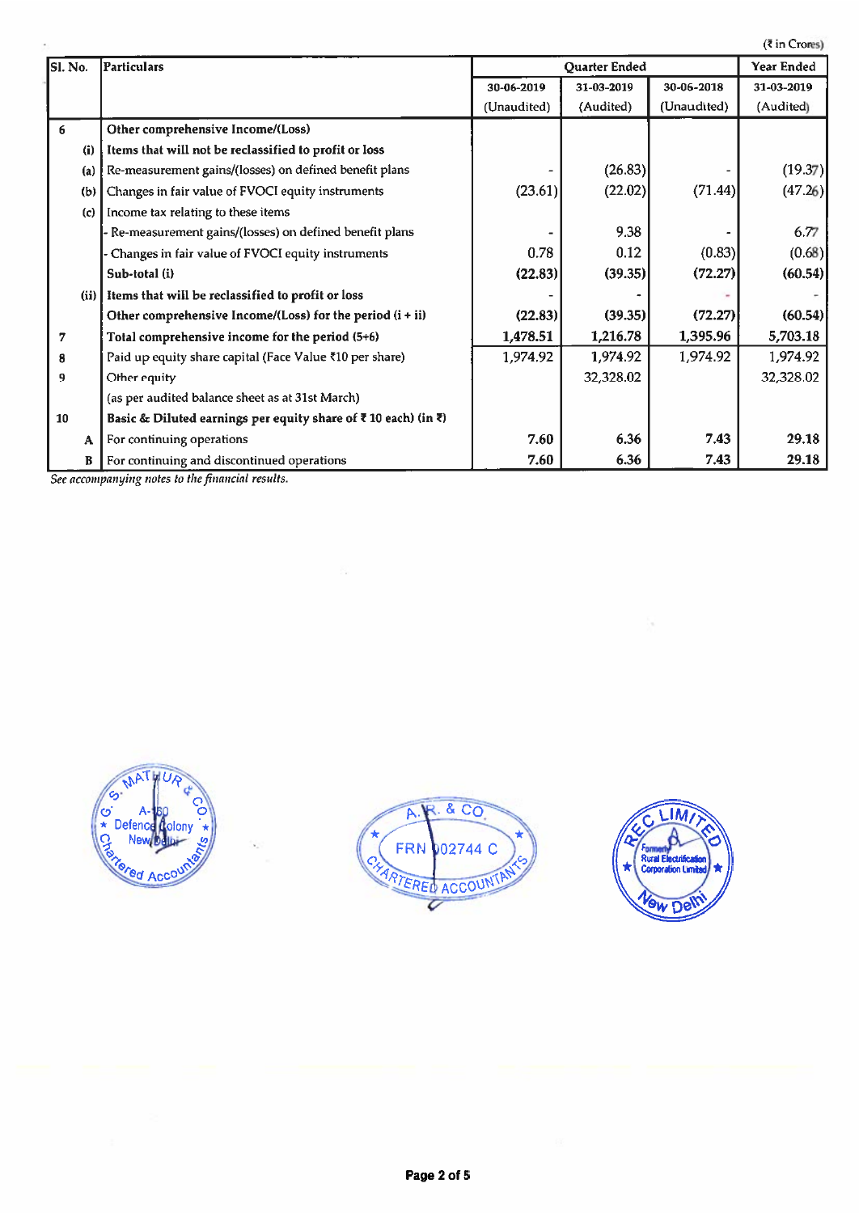(₹ in Crores)

| Sl. No. | | Particulars | Quarter Ended | | | Year Ended |
|---|---|---|---|---|---|---|
| | | | 30-06-2019 | 31-03-2019 | 30-06-2018 | 31-03-2019 |
| | | | (Unaudited) | (Audited) | (Unaudited) | (Audited) |
| 6 | | **Other comprehensive Income/(Loss)** | | | | |
| | (i) | **Items that will not be reclassified to profit or loss** | | | | |
| | (a) | Re-measurement gains/(losses) on defined benefit plans | - | (26.83) | - | (19.37) |
| | (b) | Changes in fair value of FVOCI equity instruments | (23.61) | (22.02) | (71.44) | (47.26) |
| | (c) | Income tax relating to these items | | | | |
| | | - Re-measurement gains/(losses) on defined benefit plans | - | 9.38 | - | 6.77 |
| | | - Changes in fair value of FVOCI equity instruments | 0.78 | 0.12 | (0.83) | (0.68) |
| | | **Sub-total (i)** | **(22.83)** | **(39.35)** | **(72.27)** | **(60.54)** |
| | (ii) | **Items that will be reclassified to profit or loss** | - | - | - | - |
| | | **Other comprehensive Income/(Loss) for the period (i + ii)** | **(22.83)** | **(39.35)** | **(72.27)** | **(60.54)** |
| 7 | | **Total comprehensive income for the period (5+6)** | **1,478.51** | **1,216.78** | **1,395.96** | **5,703.18** |
| 8 | | Paid up equity share capital (Face Value ₹10 per share) | 1,974.92 | 1,974.92 | 1,974.92 | 1,974.92 |
| 9 | | Other equity | | 32,328.02 | | 32,328.02 |
| | | (as per audited balance sheet as at 31st March) | | | | |
| 10 | | **Basic & Diluted earnings per equity share of ₹ 10 each) (in ₹)** | | | | |
| | A | For continuing operations | **7.60** | 6.36 | **7.43** | **29.18** |
| | B | For continuing and discontinued operations | **7.60** | 6.36 | **7.43** | **29.18** |

*See accompanying notes to the financial results.*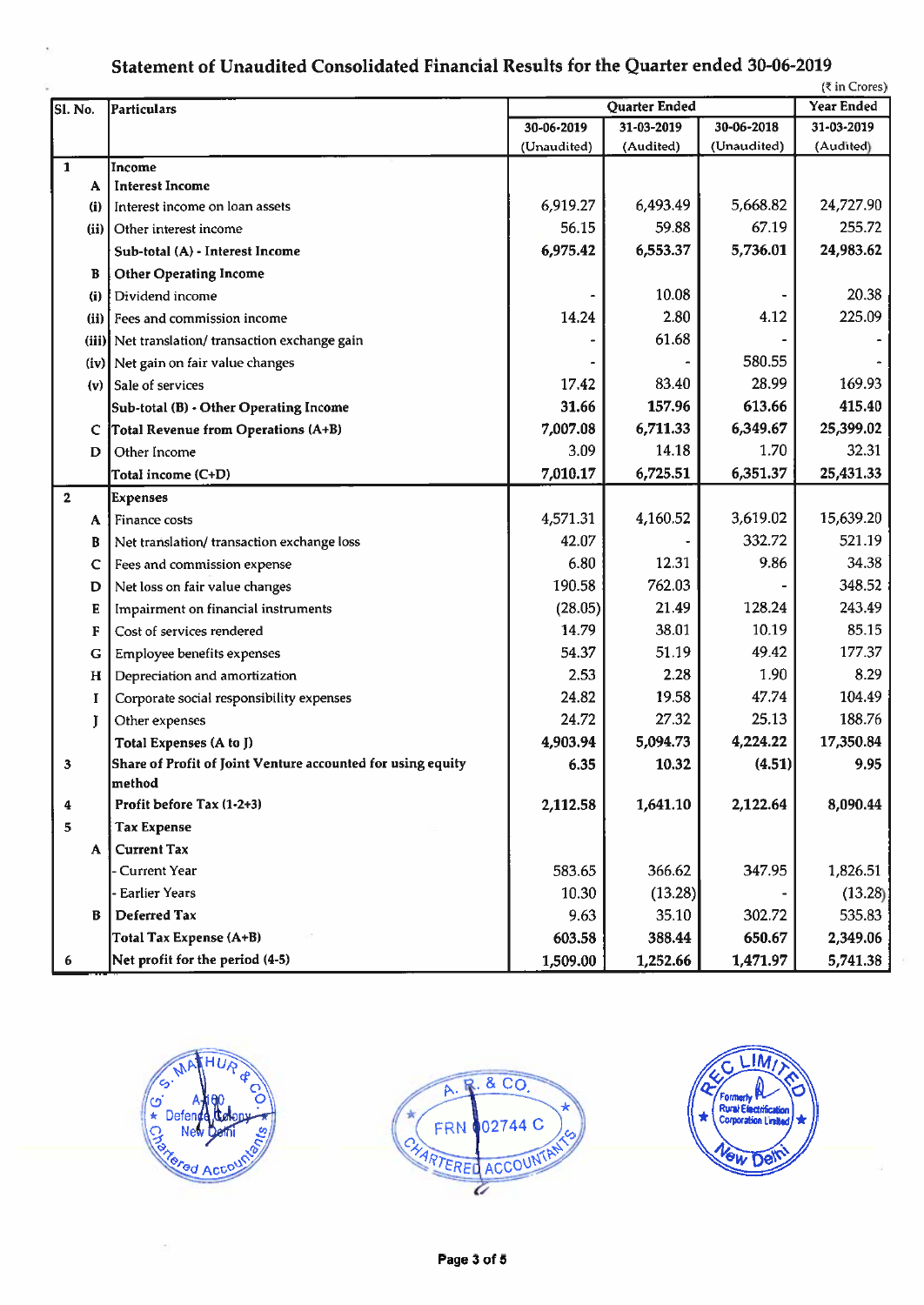## Statement of Unaudited Consolidated Financial Results for the Quarter ended 30-06-2019

(₹ in Crores)

| Sl. No. | | Particulars | Quarter Ended | | | Year Ended |
|---|---|---|---|---|---|---|
| | | | 30-06-2019 (Unaudited) | 31-03-2019 (Audited) | 30-06-2018 (Unaudited) | 31-03-2019 (Audited) |
| 1 | | **Income** | | | | |
| | A | **Interest Income** | | | | |
| | (i) | Interest income on loan assets | 6,919.27 | 6,493.49 | 5,668.82 | 24,727.90 |
| | (ii) | Other interest income | 56.15 | 59.88 | 67.19 | 255.72 |
| | | **Sub-total (A) - Interest Income** | **6,975.42** | **6,553.37** | **5,736.01** | **24,983.62** |
| | B | **Other Operating Income** | | | | |
| | (i) | Dividend income | - | 10.08 | - | 20.38 |
| | (ii) | Fees and commission income | 14.24 | 2.80 | 4.12 | 225.09 |
| | (iii) | Net translation/ transaction exchange gain | - | 61.68 | - | - |
| | (iv) | Net gain on fair value changes | - | - | 580.55 | - |
| | (v) | Sale of services | 17.42 | 83.40 | 28.99 | 169.93 |
| | | **Sub-total (B) - Other Operating Income** | **31.66** | **157.96** | **613.66** | **415.40** |
| | C | **Total Revenue from Operations (A+B)** | **7,007.08** | **6,711.33** | **6,349.67** | **25,399.02** |
| | D | Other Income | 3.09 | 14.18 | 1.70 | 32.31 |
| | | **Total income (C+D)** | **7,010.17** | **6,725.51** | **6,351.37** | **25,431.33** |
| 2 | | **Expenses** | | | | |
| | A | Finance costs | 4,571.31 | 4,160.52 | 3,619.02 | 15,639.20 |
| | B | Net translation/ transaction exchange loss | 42.07 | - | 332.72 | 521.19 |
| | C | Fees and commission expense | 6.80 | 12.31 | 9.86 | 34.38 |
| | D | Net loss on fair value changes | 190.58 | 762.03 | - | 348.52 |
| | E | Impairment on financial instruments | (28.05) | 21.49 | 128.24 | 243.49 |
| | F | Cost of services rendered | 14.79 | 38.01 | 10.19 | 85.15 |
| | G | Employee benefits expenses | 54.37 | 51.19 | 49.42 | 177.37 |
| | H | Depreciation and amortization | 2.53 | 2.28 | 1.90 | 8.29 |
| | I | Corporate social responsibility expenses | 24.82 | 19.58 | 47.74 | 104.49 |
| | J | Other expenses | 24.72 | 27.32 | 25.13 | 188.76 |
| | | **Total Expenses (A to J)** | **4,903.94** | **5,094.73** | **4,224.22** | **17,350.84** |
| 3 | | **Share of Profit of Joint Venture accounted for using equity method** | **6.35** | **10.32** | **(4.51)** | **9.95** |
| 4 | | **Profit before Tax (1-2+3)** | **2,112.58** | **1,641.10** | **2,122.64** | **8,090.44** |
| 5 | | **Tax Expense** | | | | |
| | A | **Current Tax** | | | | |
| | | - Current Year | 583.65 | 366.62 | 347.95 | 1,826.51 |
| | | - Earlier Years | 10.30 | (13.28) | - | (13.28) |
| | B | **Deferred Tax** | 9.63 | 35.10 | 302.72 | 535.83 |
| | | **Total Tax Expense (A+B)** | **603.58** | **388.44** | **650.67** | **2,349.06** |
| 6 | | **Net profit for the period (4-5)** | **1,509.00** | **1,252.66** | **1,471.97** | **5,741.38** |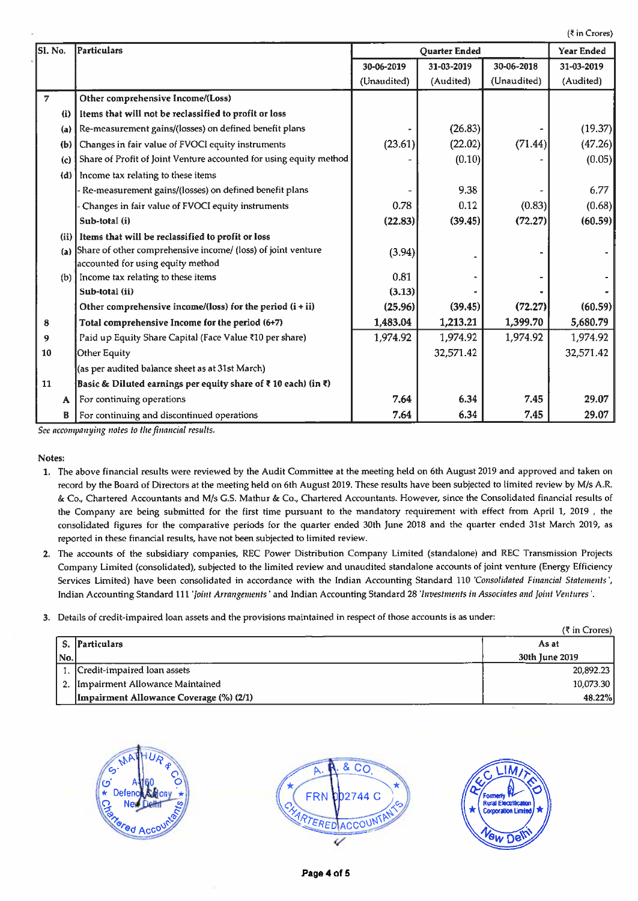(₹ in Crores)

| Sl. No. | | Particulars | Quarter Ended | | | Year Ended |
|---|---|---|---|---|---|---|
| | | | 30-06-2019 | 31-03-2019 | 30-06-2018 | 31-03-2019 |
| | | | (Unaudited) | (Audited) | (Unaudited) | (Audited) |
| 7 | | Other comprehensive Income/(Loss) | | | | |
| | (i) | Items that will not be reclassified to profit or loss | | | | |
| | (a) | Re-measurement gains/(losses) on defined benefit plans | - | (26.83) | - | (19.37) |
| | (b) | Changes in fair value of FVOCI equity instruments | (23.61) | (22.02) | (71.44) | (47.26) |
| | (c) | Share of Profit of Joint Venture accounted for using equity method | - | (0.10) | - | (0.05) |
| | (d) | Income tax relating to these items | | | | |
| | | - Re-measurement gains/(losses) on defined benefit plans | - | 9.38 | - | 6.77 |
| | | - Changes in fair value of FVOCI equity instruments | 0.78 | 0.12 | (0.83) | (0.68) |
| | | **Sub-total (i)** | **(22.83)** | **(39.45)** | **(72.27)** | **(60.59)** |
| | (ii) | Items that will be reclassified to profit or loss | | | | |
| | (a) | Share of other comprehensive income/ (loss) of joint venture accounted for using equity method | (3.94) | - | - | - |
| | (b) | Income tax relating to these items | 0.81 | - | - | - |
| | | **Sub-total (ii)** | **(3.13)** | - | - | - |
| | | **Other comprehensive income/(loss) for the period (i + ii)** | **(25.96)** | **(39.45)** | **(72.27)** | **(60.59)** |
| 8 | | **Total comprehensive Income for the period (6+7)** | **1,483.04** | **1,213.21** | **1,399.70** | **5,680.79** |
| 9 | | Paid up Equity Share Capital (Face Value ₹10 per share) | 1,974.92 | 1,974.92 | 1,974.92 | 1,974.92 |
| 10 | | Other Equity | | 32,571.42 | | 32,571.42 |
| | | (as per audited balance sheet as at 31st March) | | | | |
| 11 | | **Basic & Diluted earnings per equity share of ₹ 10 each) (in ₹)** | | | | |
| | A | For continuing operations | **7.64** | **6.34** | **7.45** | **29.07** |
| | B | For continuing and discontinued operations | **7.64** | **6.34** | **7.45** | **29.07** |

*See accompanying notes to the financial results.*

**Notes:**

1. The above financial results were reviewed by the Audit Committee at the meeting held on 6th August 2019 and approved and taken on record by the Board of Directors at the meeting held on 6th August 2019. These results have been subjected to limited review by M/s A.R. & Co., Chartered Accountants and M/s G.S. Mathur & Co., Chartered Accountants. However, since the Consolidated financial results of the Company are being submitted for the first time pursuant to the mandatory requirement with effect from April 1, 2019 , the consolidated figures for the comparative periods for the quarter ended 30th June 2018 and the quarter ended 31st March 2019, as reported in these financial results, have not been subjected to limited review.
2. The accounts of the subsidiary companies, REC Power Distribution Company Limited (standalone) and REC Transmission Projects Company Limited (consolidated), subjected to the limited review and unaudited standalone accounts of joint venture (Energy Efficiency Services Limited) have been consolidated in accordance with the Indian Accounting Standard 110 *'Consolidated Financial Statements'*, Indian Accounting Standard 111 *'Joint Arrangements'* and Indian Accounting Standard 28 *'Investments in Associates and Joint Ventures'*.
3. Details of credit-impaired loan assets and the provisions maintained in respect of those accounts is as under:

(₹ in Crores)

| S. No. | Particulars | As at 30th June 2019 |
|---|---|---|
| 1. | Credit-impaired loan assets | 20,892.23 |
| 2. | Impairment Allowance Maintained | 10,073.30 |
| | **Impairment Allowance Coverage (%) (2/1)** | **48.22%** |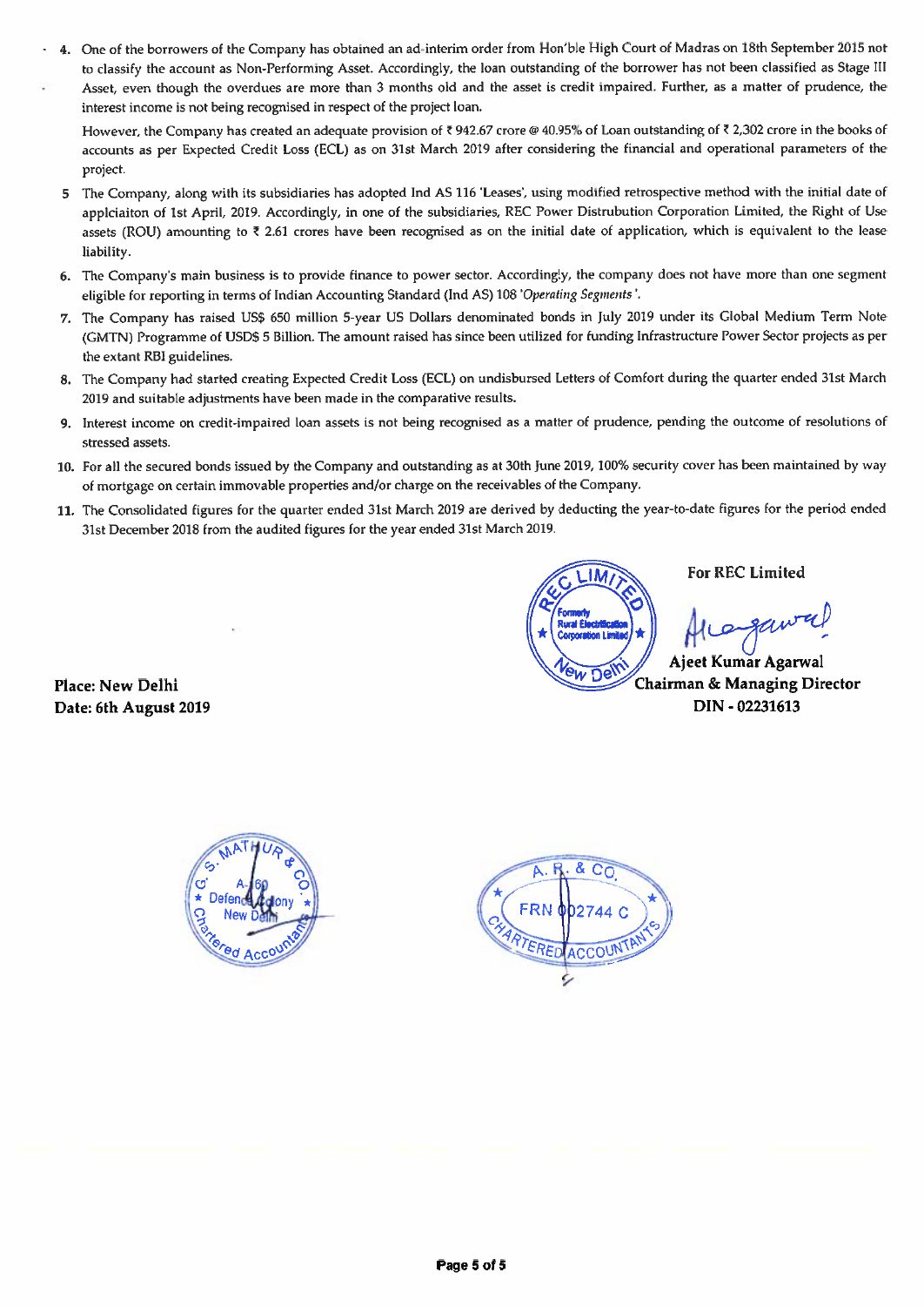4. One of the borrowers of the Company has obtained an ad-interim order from Hon'ble High Court of Madras on 18th September 2015 not to classify the account as Non-Performing Asset. Accordingly, the loan outstanding of the borrower has not been classified as Stage III Asset, even though the overdues are more than 3 months old and the asset is credit impaired. Further, as a matter of prudence, the interest income is not being recognised in respect of the project loan.

   However, the Company has created an adequate provision of ₹ 942.67 crore @ 40.95% of Loan outstanding of ₹ 2,302 crore in the books of accounts as per Expected Credit Loss (ECL) as on 31st March 2019 after considering the financial and operational parameters of the project.

5. The Company, along with its subsidiaries has adopted Ind AS 116 'Leases', using modified retrospective method with the initial date of applciaiton of 1st April, 2019. Accordingly, in one of the subsidiaries, REC Power Distrubution Corporation Limited, the Right of Use assets (ROU) amounting to ₹ 2.61 crores have been recognised as on the initial date of application, which is equivalent to the lease liability.

6. The Company's main business is to provide finance to power sector. Accordingly, the company does not have more than one segment eligible for reporting in terms of Indian Accounting Standard (Ind AS) 108 *'Operating Segments'*.

7. The Company has raised US$ 650 million 5-year US Dollars denominated bonds in July 2019 under its Global Medium Term Note (GMTN) Programme of USD$ 5 Billion. The amount raised has since been utilized for funding Infrastructure Power Sector projects as per the extant RBI guidelines.

8. The Company had started creating Expected Credit Loss (ECL) on undisbursed Letters of Comfort during the quarter ended 31st March 2019 and suitable adjustments have been made in the comparative results.

9. Interest income on credit-impaired loan assets is not being recognised as a matter of prudence, pending the outcome of resolutions of stressed assets.

10. For all the secured bonds issued by the Company and outstanding as at 30th June 2019, 100% security cover has been maintained by way of mortgage on certain immovable properties and/or charge on the receivables of the Company.

11. The Consolidated figures for the quarter ended 31st March 2019 are derived by deducting the year-to-date figures for the period ended 31st December 2018 from the audited figures for the year ended 31st March 2019.

**For REC Limited**

**Ajeet Kumar Agarwal**
**Chairman & Managing Director**
**DIN - 02231613**

**Place: New Delhi**
**Date: 6th August 2019**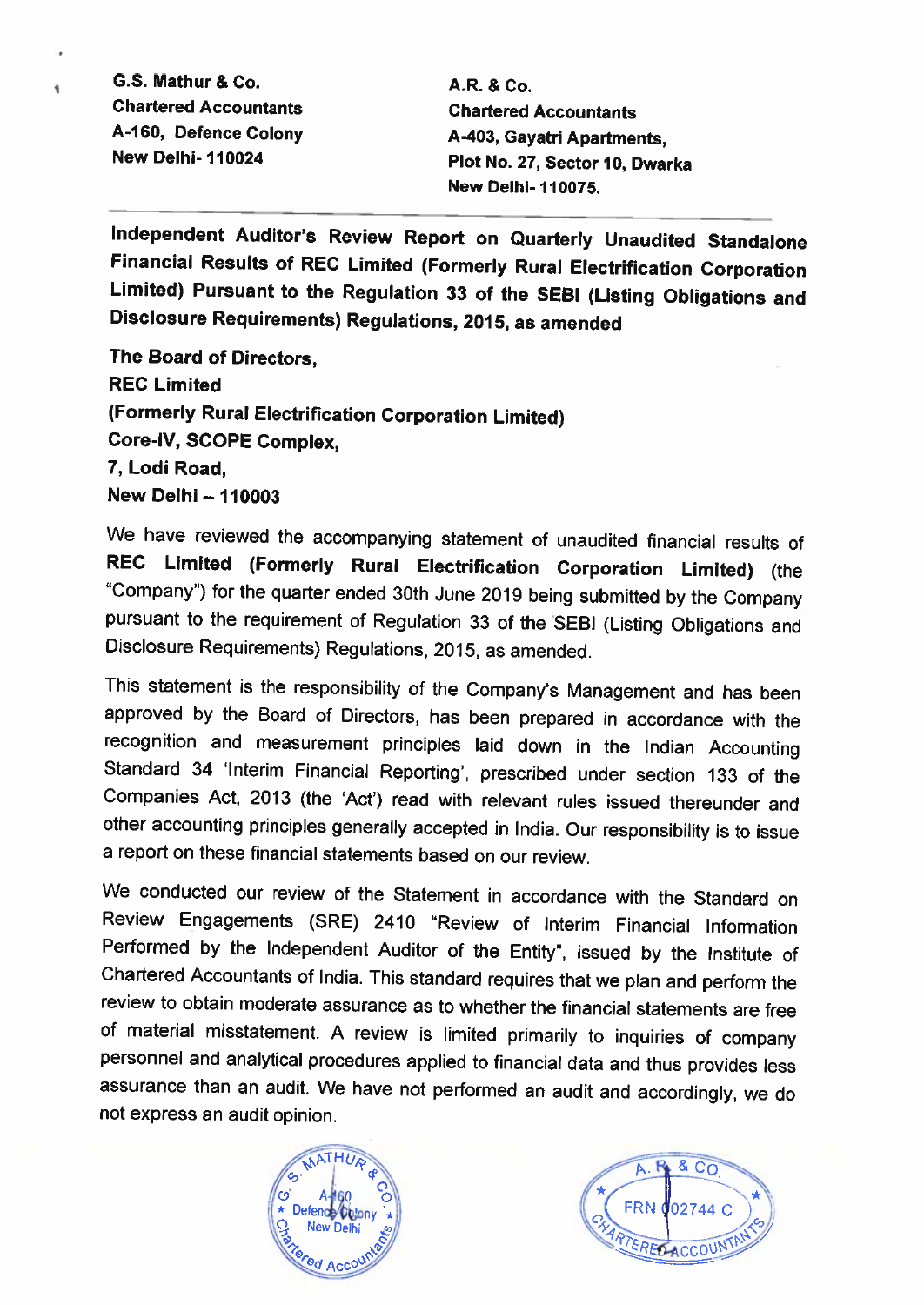G.S. Mathur & Co.
Chartered Accountants
A-160, Defence Colony
New Delhi- 110024

A.R. & Co.
Chartered Accountants
A-403, Gayatri Apartments,
Plot No. 27, Sector 10, Dwarka
New Delhi- 110075.

---

**Independent Auditor's Review Report on Quarterly Unaudited Standalone Financial Results of REC Limited (Formerly Rural Electrification Corporation Limited) Pursuant to the Regulation 33 of the SEBI (Listing Obligations and Disclosure Requirements) Regulations, 2015, as amended**

**The Board of Directors,**
**REC Limited**
**(Formerly Rural Electrification Corporation Limited)**
**Core-IV, SCOPE Complex,**
**7, Lodi Road,**
**New Delhi – 110003**

We have reviewed the accompanying statement of unaudited financial results of **REC Limited (Formerly Rural Electrification Corporation Limited)** (the "Company") for the quarter ended 30th June 2019 being submitted by the Company pursuant to the requirement of Regulation 33 of the SEBI (Listing Obligations and Disclosure Requirements) Regulations, 2015, as amended.

This statement is the responsibility of the Company's Management and has been approved by the Board of Directors, has been prepared in accordance with the recognition and measurement principles laid down in the Indian Accounting Standard 34 'Interim Financial Reporting', prescribed under section 133 of the Companies Act, 2013 (the 'Act') read with relevant rules issued thereunder and other accounting principles generally accepted in India. Our responsibility is to issue a report on these financial statements based on our review.

We conducted our review of the Statement in accordance with the Standard on Review Engagements (SRE) 2410 "Review of Interim Financial Information Performed by the Independent Auditor of the Entity", issued by the Institute of Chartered Accountants of India. This standard requires that we plan and perform the review to obtain moderate assurance as to whether the financial statements are free of material misstatement. A review is limited primarily to inquiries of company personnel and analytical procedures applied to financial data and thus provides less assurance than an audit. We have not performed an audit and accordingly, we do not express an audit opinion.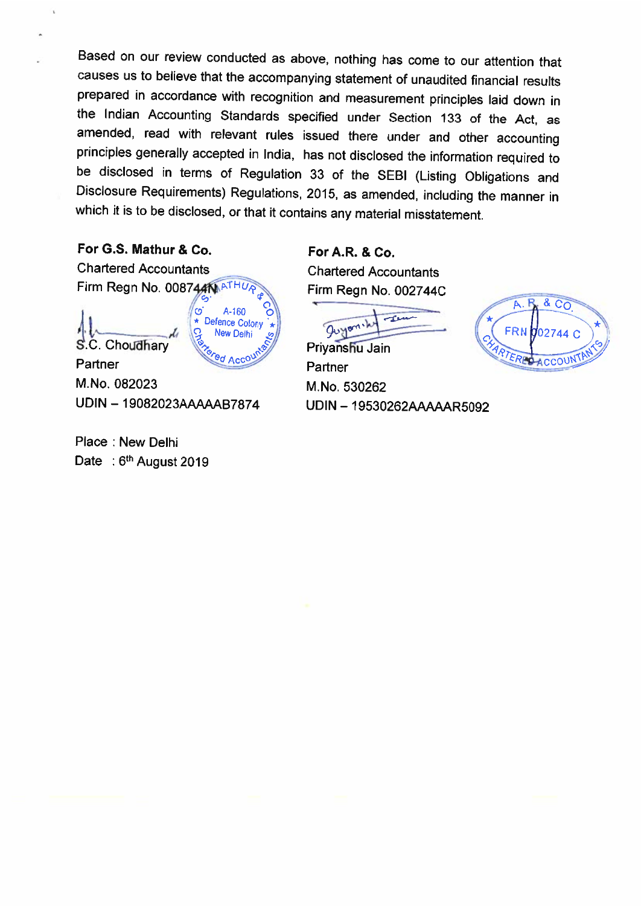Based on our review conducted as above, nothing has come to our attention that causes us to believe that the accompanying statement of unaudited financial results prepared in accordance with recognition and measurement principles laid down in the Indian Accounting Standards specified under Section 133 of the Act, as amended, read with relevant rules issued there under and other accounting principles generally accepted in India, has not disclosed the information required to be disclosed in terms of Regulation 33 of the SEBI (Listing Obligations and Disclosure Requirements) Regulations, 2015, as amended, including the manner in which it is to be disclosed, or that it contains any material misstatement.

**For G.S. Mathur & Co.**
Chartered Accountants
Firm Regn No. 008744N

S.C. Choudhary
Partner
M.No. 082023
UDIN – 19082023AAAAAB7874

**For A.R. & Co.**
Chartered Accountants
Firm Regn No. 002744C

Priyanshu Jain
Partner
M.No. 530262
UDIN – 19530262AAAAAR5092

Place : New Delhi
Date : 6th August 2019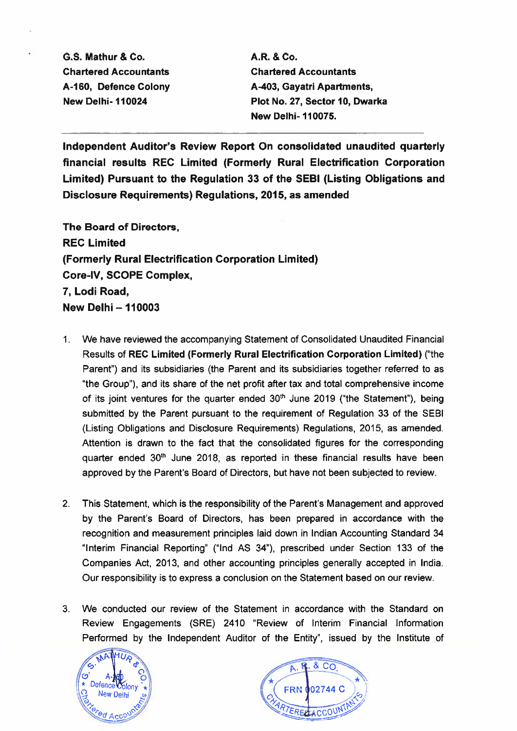**G.S. Mathur & Co.**
**Chartered Accountants**
**A-160, Defence Colony**
**New Delhi- 110024**

**A.R. & Co.**
**Chartered Accountants**
**A-403, Gayatri Apartments,**
**Plot No. 27, Sector 10, Dwarka**
**New Delhi- 110075.**

---

**Independent Auditor's Review Report On consolidated unaudited quarterly financial results REC Limited (Formerly Rural Electrification Corporation Limited) Pursuant to the Regulation 33 of the SEBI (Listing Obligations and Disclosure Requirements) Regulations, 2015, as amended**

**The Board of Directors,**
**REC Limited**
**(Formerly Rural Electrification Corporation Limited)**
**Core-IV, SCOPE Complex,**
**7, Lodi Road,**
**New Delhi – 110003**

1. We have reviewed the accompanying Statement of Consolidated Unaudited Financial Results of **REC Limited (Formerly Rural Electrification Corporation Limited)** ("the Parent") and its subsidiaries (the Parent and its subsidiaries together referred to as "the Group"), and its share of the net profit after tax and total comprehensive income of its joint ventures for the quarter ended 30th June 2019 ("the Statement"), being submitted by the Parent pursuant to the requirement of Regulation 33 of the SEBI (Listing Obligations and Disclosure Requirements) Regulations, 2015, as amended. Attention is drawn to the fact that the consolidated figures for the corresponding quarter ended 30th June 2018, as reported in these financial results have been approved by the Parent's Board of Directors, but have not been subjected to review.

2. This Statement, which is the responsibility of the Parent's Management and approved by the Parent's Board of Directors, has been prepared in accordance with the recognition and measurement principles laid down in Indian Accounting Standard 34 "Interim Financial Reporting" ("Ind AS 34"), prescribed under Section 133 of the Companies Act, 2013, and other accounting principles generally accepted in India. Our responsibility is to express a conclusion on the Statement based on our review.

3. We conducted our review of the Statement in accordance with the Standard on Review Engagements (SRE) 2410 "Review of Interim Financial Information Performed by the Independent Auditor of the Entity", issued by the Institute of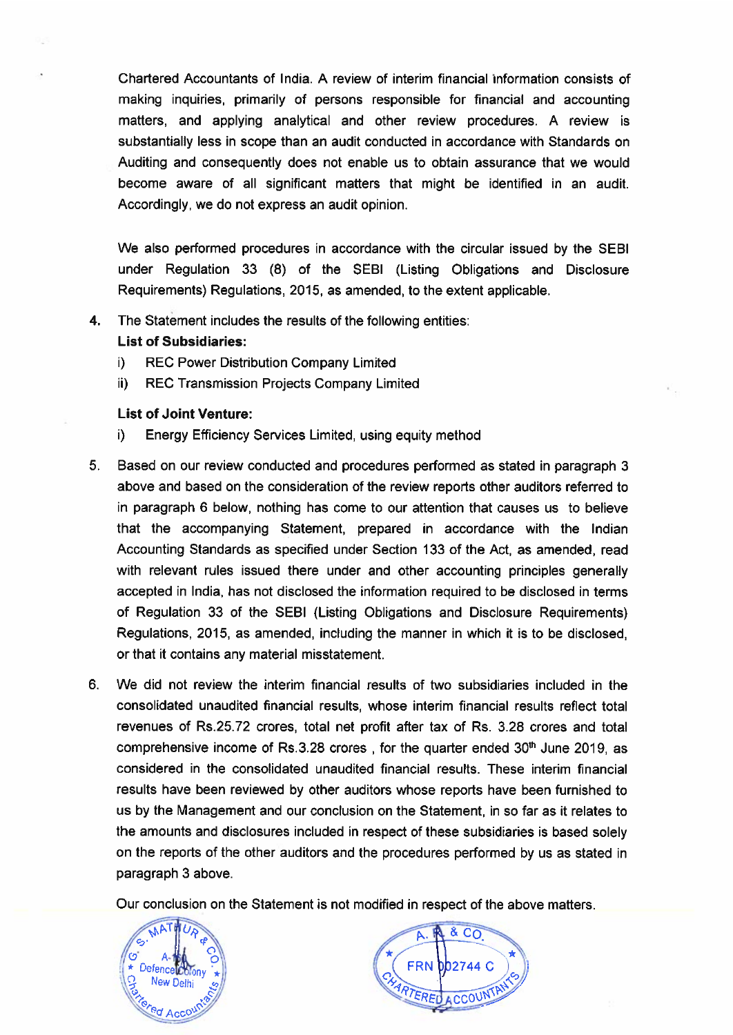Chartered Accountants of India. A review of interim financial information consists of making inquiries, primarily of persons responsible for financial and accounting matters, and applying analytical and other review procedures. A review is substantially less in scope than an audit conducted in accordance with Standards on Auditing and consequently does not enable us to obtain assurance that we would become aware of all significant matters that might be identified in an audit. Accordingly, we do not express an audit opinion.

We also performed procedures in accordance with the circular issued by the SEBI under Regulation 33 (8) of the SEBI (Listing Obligations and Disclosure Requirements) Regulations, 2015, as amended, to the extent applicable.

4. The Statement includes the results of the following entities:

   **List of Subsidiaries:**

   i) REC Power Distribution Company Limited
   
   ii) REC Transmission Projects Company Limited

   **List of Joint Venture:**

   i) Energy Efficiency Services Limited, using equity method

5. Based on our review conducted and procedures performed as stated in paragraph 3 above and based on the consideration of the review reports other auditors referred to in paragraph 6 below, nothing has come to our attention that causes us to believe that the accompanying Statement, prepared in accordance with the Indian Accounting Standards as specified under Section 133 of the Act, as amended, read with relevant rules issued there under and other accounting principles generally accepted in India, has not disclosed the information required to be disclosed in terms of Regulation 33 of the SEBI (Listing Obligations and Disclosure Requirements) Regulations, 2015, as amended, including the manner in which it is to be disclosed, or that it contains any material misstatement.

6. We did not review the interim financial results of two subsidiaries included in the consolidated unaudited financial results, whose interim financial results reflect total revenues of Rs.25.72 crores, total net profit after tax of Rs. 3.28 crores and total comprehensive income of Rs.3.28 crores , for the quarter ended 30th June 2019, as considered in the consolidated unaudited financial results. These interim financial results have been reviewed by other auditors whose reports have been furnished to us by the Management and our conclusion on the Statement, in so far as it relates to the amounts and disclosures included in respect of these subsidiaries is based solely on the reports of the other auditors and the procedures performed by us as stated in paragraph 3 above.

   Our conclusion on the Statement is not modified in respect of the above matters.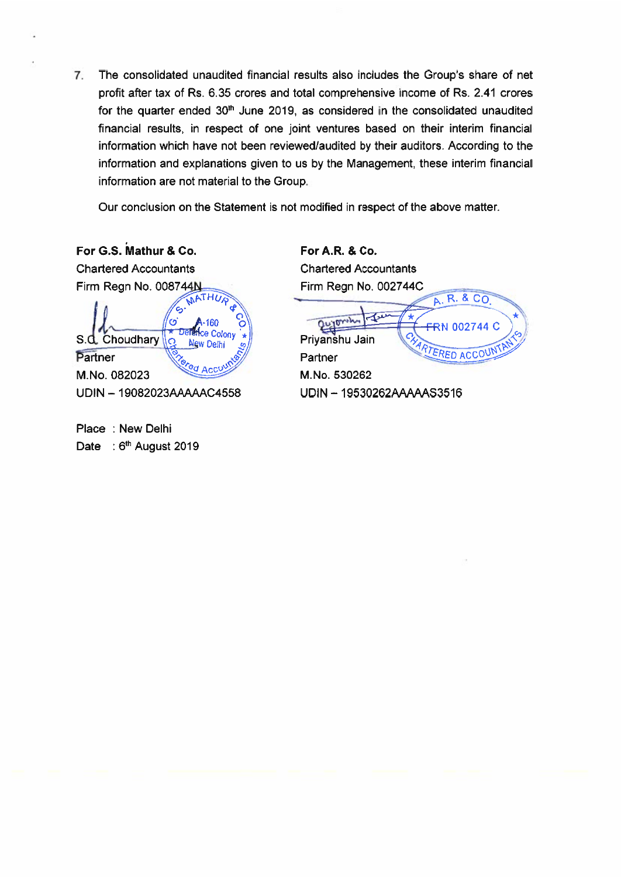7. The consolidated unaudited financial results also includes the Group's share of net profit after tax of Rs. 6.35 crores and total comprehensive income of Rs. 2.41 crores for the quarter ended 30th June 2019, as considered in the consolidated unaudited financial results, in respect of one joint ventures based on their interim financial information which have not been reviewed/audited by their auditors. According to the information and explanations given to us by the Management, these interim financial information are not material to the Group.

   Our conclusion on the Statement is not modified in respect of the above matter.

**For G.S. Mathur & Co.**
Chartered Accountants
Firm Regn No. 008744N

S.C. Choudhary
Partner
M.No. 082023
UDIN – 19082023AAAAAC4558

**For A.R. & Co.**
Chartered Accountants
Firm Regn No. 002744C

Priyanshu Jain
Partner
M.No. 530262
UDIN – 19530262AAAAAS3516

Place : New Delhi
Date : 6th August 2019